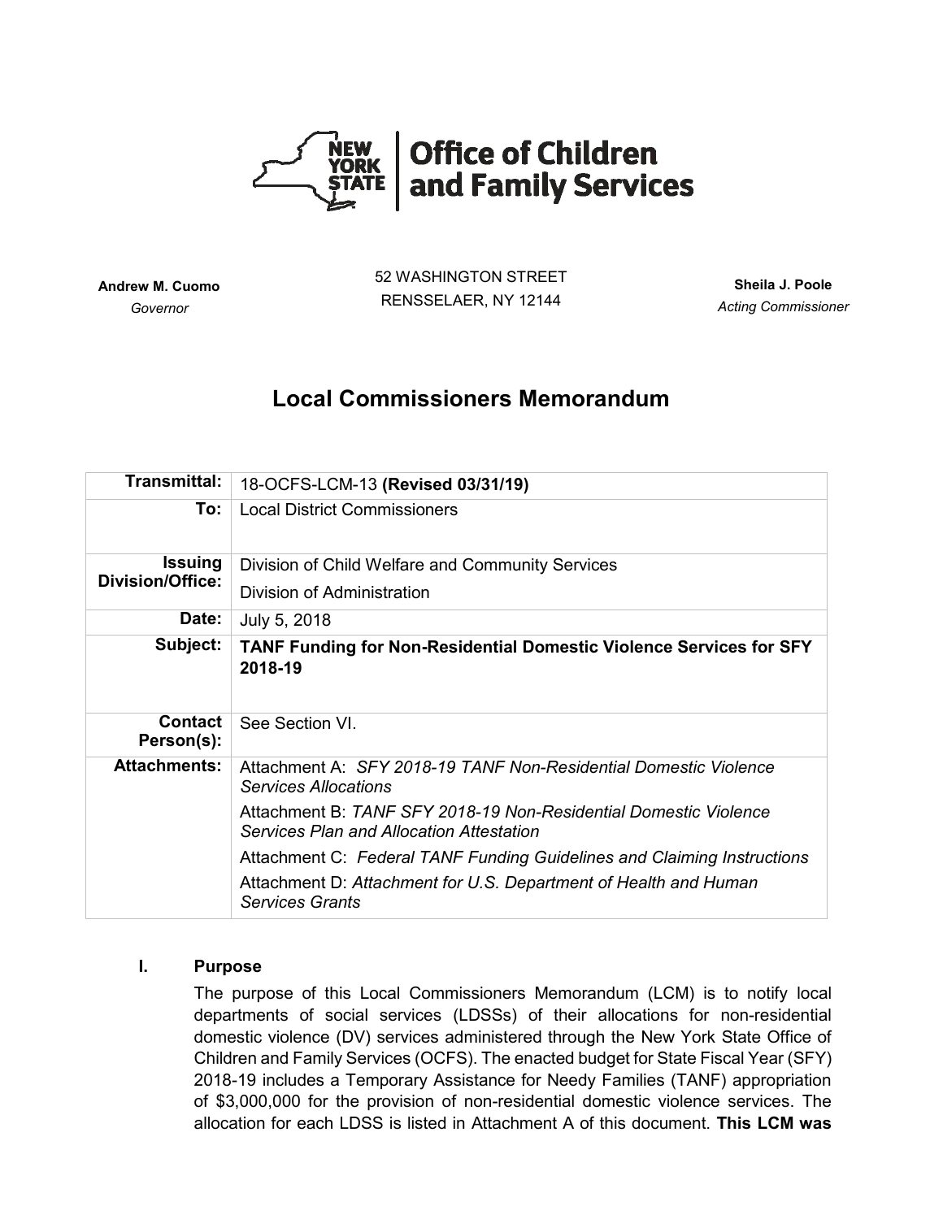**Office of Children and Family Services**

| | | |
|---|---|---|
| **Andrew M. Cuomo** *Governor* | 52 WASHINGTON STREET RENSSELAER, NY 12144 | **Sheila J. Poole** *Acting Commissioner* |

# Local Commissioners Memorandum

| | |
|---|---|
| **Transmittal:** | 18-OCFS-LCM-13 **(Revised 03/31/19)** |
| **To:** | Local District Commissioners |
| **Issuing Division/Office:** | Division of Child Welfare and Community Services<br>Division of Administration |
| **Date:** | July 5, 2018 |
| **Subject:** | **TANF Funding for Non-Residential Domestic Violence Services for SFY 2018-19** |
| **Contact Person(s):** | See Section VI. |
| **Attachments:** | Attachment A: *SFY 2018-19 TANF Non-Residential Domestic Violence Services Allocations*<br>Attachment B: *TANF SFY 2018-19 Non-Residential Domestic Violence Services Plan and Allocation Attestation*<br>Attachment C: *Federal TANF Funding Guidelines and Claiming Instructions*<br>Attachment D: *Attachment for U.S. Department of Health and Human Services Grants* |

## I. Purpose

The purpose of this Local Commissioners Memorandum (LCM) is to notify local departments of social services (LDSSs) of their allocations for non-residential domestic violence (DV) services administered through the New York State Office of Children and Family Services (OCFS). The enacted budget for State Fiscal Year (SFY) 2018-19 includes a Temporary Assistance for Needy Families (TANF) appropriation of $3,000,000 for the provision of non-residential domestic violence services. The allocation for each LDSS is listed in Attachment A of this document. **This LCM was**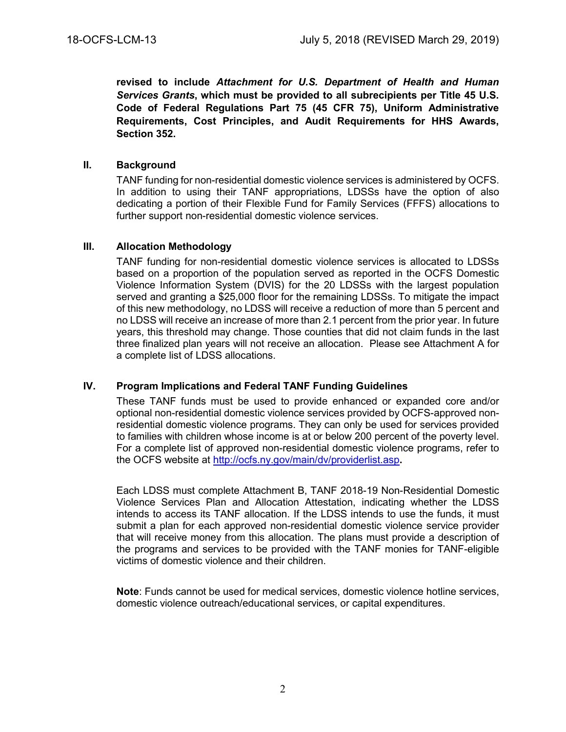**revised to include *Attachment for U.S. Department of Health and Human Services Grants*, which must be provided to all subrecipients per Title 45 U.S. Code of Federal Regulations Part 75 (45 CFR 75), Uniform Administrative Requirements, Cost Principles, and Audit Requirements for HHS Awards, Section 352.**

## II. Background

TANF funding for non-residential domestic violence services is administered by OCFS. In addition to using their TANF appropriations, LDSSs have the option of also dedicating a portion of their Flexible Fund for Family Services (FFFS) allocations to further support non-residential domestic violence services.

## III. Allocation Methodology

TANF funding for non-residential domestic violence services is allocated to LDSSs based on a proportion of the population served as reported in the OCFS Domestic Violence Information System (DVIS) for the 20 LDSSs with the largest population served and granting a $25,000 floor for the remaining LDSSs. To mitigate the impact of this new methodology, no LDSS will receive a reduction of more than 5 percent and no LDSS will receive an increase of more than 2.1 percent from the prior year. In future years, this threshold may change. Those counties that did not claim funds in the last three finalized plan years will not receive an allocation. Please see Attachment A for a complete list of LDSS allocations.

## IV. Program Implications and Federal TANF Funding Guidelines

These TANF funds must be used to provide enhanced or expanded core and/or optional non-residential domestic violence services provided by OCFS-approved non-residential domestic violence programs. They can only be used for services provided to families with children whose income is at or below 200 percent of the poverty level. For a complete list of approved non-residential domestic violence programs, refer to the OCFS website at http://ocfs.ny.gov/main/dv/providerlist.asp**.**

Each LDSS must complete Attachment B, TANF 2018-19 Non-Residential Domestic Violence Services Plan and Allocation Attestation, indicating whether the LDSS intends to access its TANF allocation. If the LDSS intends to use the funds, it must submit a plan for each approved non-residential domestic violence service provider that will receive money from this allocation. The plans must provide a description of the programs and services to be provided with the TANF monies for TANF-eligible victims of domestic violence and their children.

**Note**: Funds cannot be used for medical services, domestic violence hotline services, domestic violence outreach/educational services, or capital expenditures.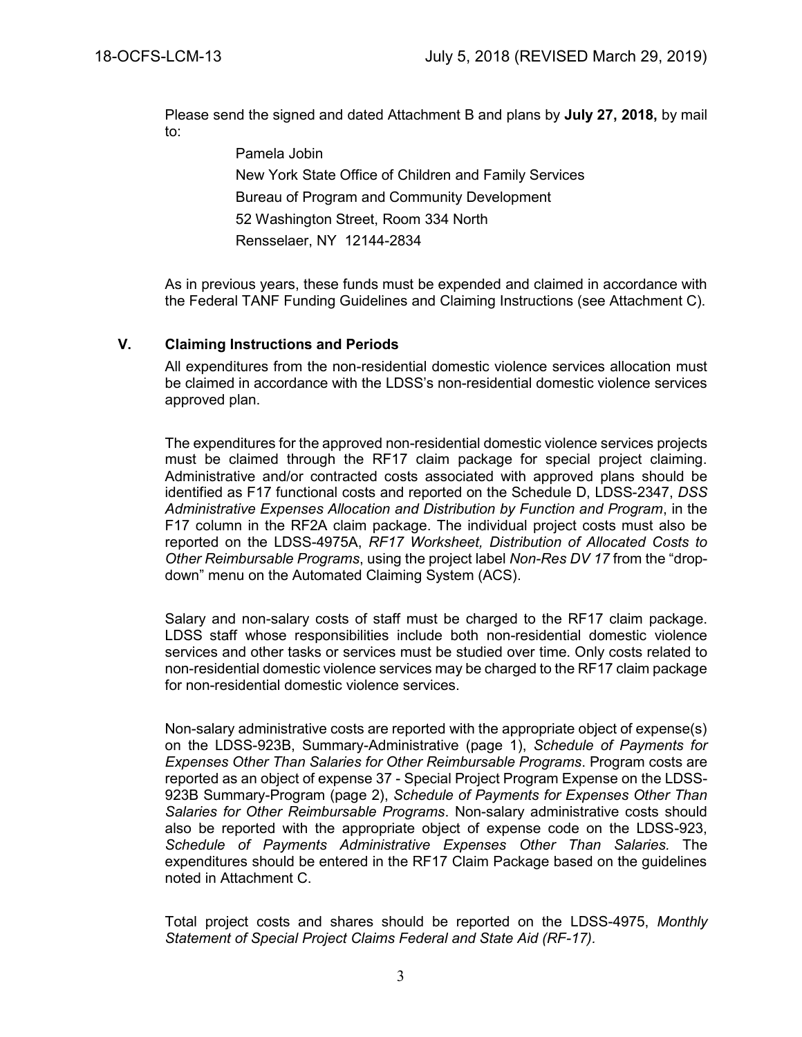Please send the signed and dated Attachment B and plans by **July 27, 2018,** by mail to:

Pamela Jobin
New York State Office of Children and Family Services
Bureau of Program and Community Development
52 Washington Street, Room 334 North
Rensselaer, NY 12144-2834

As in previous years, these funds must be expended and claimed in accordance with the Federal TANF Funding Guidelines and Claiming Instructions (see Attachment C).

## V. Claiming Instructions and Periods

All expenditures from the non-residential domestic violence services allocation must be claimed in accordance with the LDSS's non-residential domestic violence services approved plan.

The expenditures for the approved non-residential domestic violence services projects must be claimed through the RF17 claim package for special project claiming. Administrative and/or contracted costs associated with approved plans should be identified as F17 functional costs and reported on the Schedule D, LDSS-2347, *DSS Administrative Expenses Allocation and Distribution by Function and Program*, in the F17 column in the RF2A claim package. The individual project costs must also be reported on the LDSS-4975A, *RF17 Worksheet, Distribution of Allocated Costs to Other Reimbursable Programs*, using the project label *Non-Res DV 17* from the "drop-down" menu on the Automated Claiming System (ACS).

Salary and non-salary costs of staff must be charged to the RF17 claim package. LDSS staff whose responsibilities include both non-residential domestic violence services and other tasks or services must be studied over time. Only costs related to non-residential domestic violence services may be charged to the RF17 claim package for non-residential domestic violence services.

Non-salary administrative costs are reported with the appropriate object of expense(s) on the LDSS-923B, Summary-Administrative (page 1), *Schedule of Payments for Expenses Other Than Salaries for Other Reimbursable Programs*. Program costs are reported as an object of expense 37 - Special Project Program Expense on the LDSS-923B Summary-Program (page 2), *Schedule of Payments for Expenses Other Than Salaries for Other Reimbursable Programs*. Non-salary administrative costs should also be reported with the appropriate object of expense code on the LDSS-923, *Schedule of Payments Administrative Expenses Other Than Salaries.* The expenditures should be entered in the RF17 Claim Package based on the guidelines noted in Attachment C.

Total project costs and shares should be reported on the LDSS-4975, *Monthly Statement of Special Project Claims Federal and State Aid (RF-17)*.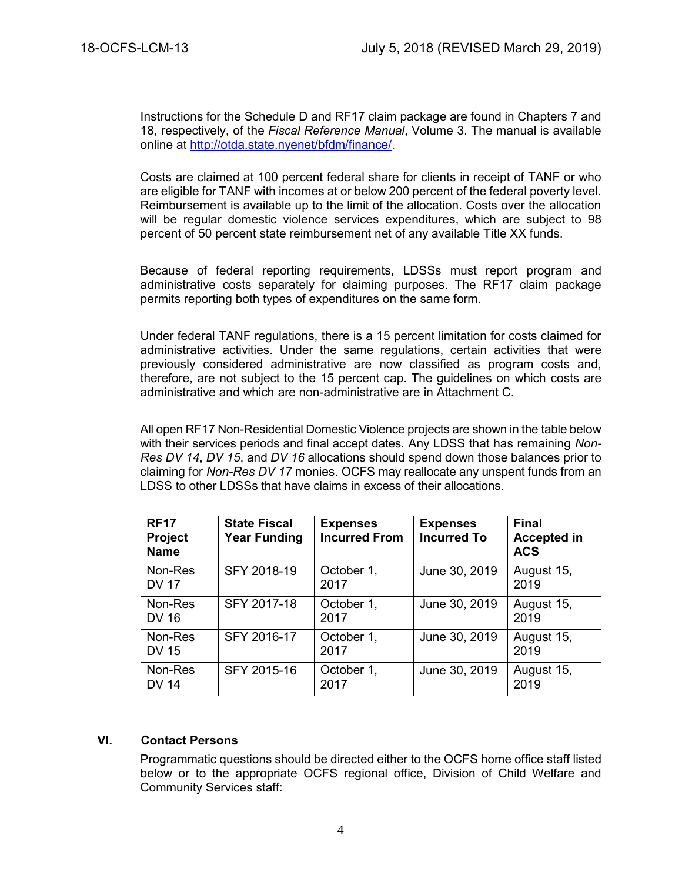Instructions for the Schedule D and RF17 claim package are found in Chapters 7 and 18, respectively, of the *Fiscal Reference Manual*, Volume 3. The manual is available online at http://otda.state.nyenet/bfdm/finance/.

Costs are claimed at 100 percent federal share for clients in receipt of TANF or who are eligible for TANF with incomes at or below 200 percent of the federal poverty level. Reimbursement is available up to the limit of the allocation. Costs over the allocation will be regular domestic violence services expenditures, which are subject to 98 percent of 50 percent state reimbursement net of any available Title XX funds.

Because of federal reporting requirements, LDSSs must report program and administrative costs separately for claiming purposes. The RF17 claim package permits reporting both types of expenditures on the same form.

Under federal TANF regulations, there is a 15 percent limitation for costs claimed for administrative activities. Under the same regulations, certain activities that were previously considered administrative are now classified as program costs and, therefore, are not subject to the 15 percent cap. The guidelines on which costs are administrative and which are non-administrative are in Attachment C.

All open RF17 Non-Residential Domestic Violence projects are shown in the table below with their services periods and final accept dates. Any LDSS that has remaining *Non-Res DV 14*, *DV 15*, and *DV 16* allocations should spend down those balances prior to claiming for *Non-Res DV 17* monies. OCFS may reallocate any unspent funds from an LDSS to other LDSSs that have claims in excess of their allocations.

| RF17 Project Name | State Fiscal Year Funding | Expenses Incurred From | Expenses Incurred To | Final Accepted in ACS |
|---|---|---|---|---|
| Non-Res DV 17 | SFY 2018-19 | October 1, 2017 | June 30, 2019 | August 15, 2019 |
| Non-Res DV 16 | SFY 2017-18 | October 1, 2017 | June 30, 2019 | August 15, 2019 |
| Non-Res DV 15 | SFY 2016-17 | October 1, 2017 | June 30, 2019 | August 15, 2019 |
| Non-Res DV 14 | SFY 2015-16 | October 1, 2017 | June 30, 2019 | August 15, 2019 |

## VI. Contact Persons

Programmatic questions should be directed either to the OCFS home office staff listed below or to the appropriate OCFS regional office, Division of Child Welfare and Community Services staff: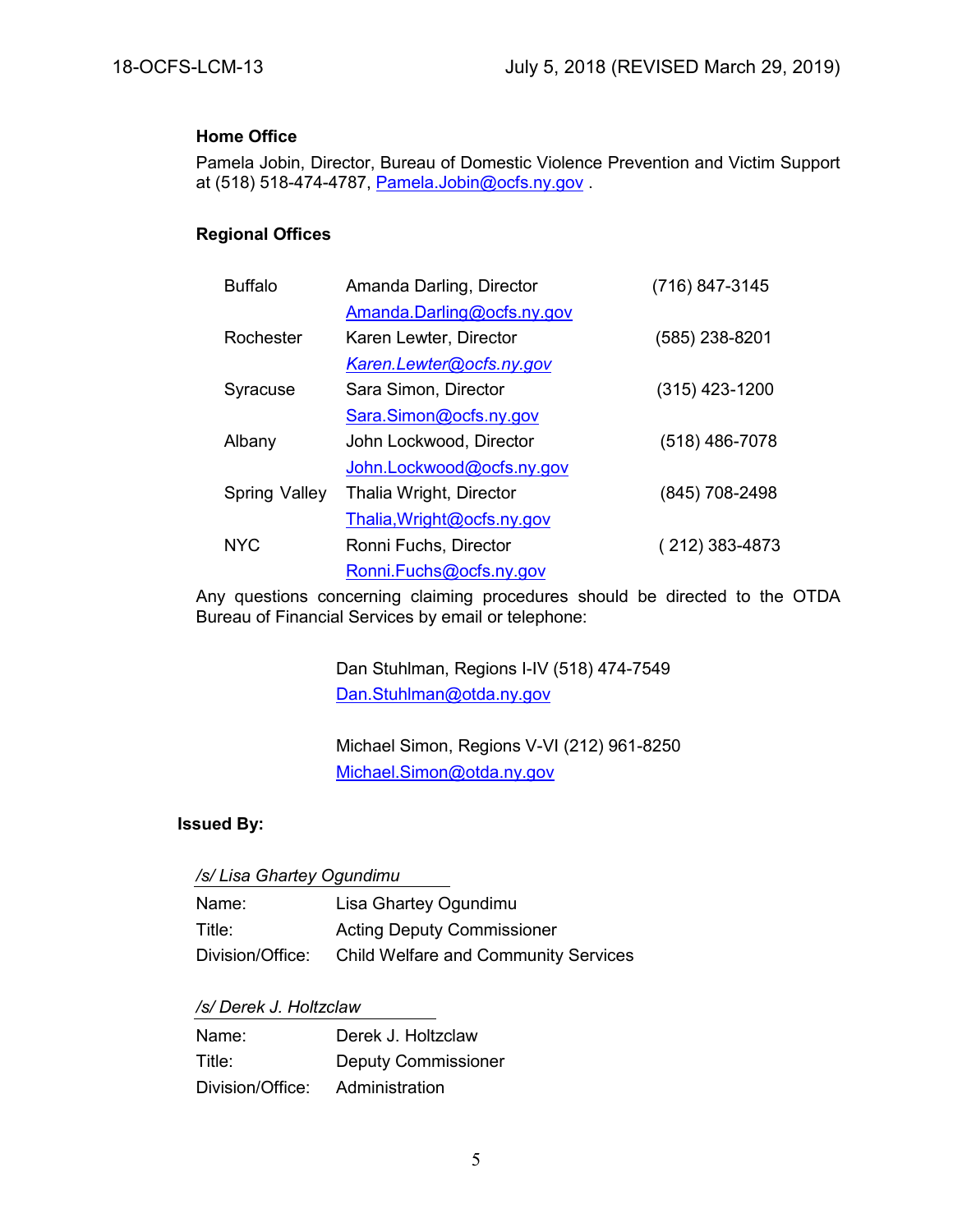**Home Office**

Pamela Jobin, Director, Bureau of Domestic Violence Prevention and Victim Support at (518) 518-474-4787, Pamela.Jobin@ocfs.ny.gov .

**Regional Offices**

| | | |
|---|---|---|
| Buffalo | Amanda Darling, Director<br>Amanda.Darling@ocfs.ny.gov | (716) 847-3145 |
| Rochester | Karen Lewter, Director<br>*Karen.Lewter@ocfs.ny.gov* | (585) 238-8201 |
| Syracuse | Sara Simon, Director<br>Sara.Simon@ocfs.ny.gov | (315) 423-1200 |
| Albany | John Lockwood, Director<br>John.Lockwood@ocfs.ny.gov | (518) 486-7078 |
| Spring Valley | Thalia Wright, Director<br>Thalia,Wright@ocfs.ny.gov | (845) 708-2498 |
| NYC | Ronni Fuchs, Director<br>Ronni.Fuchs@ocfs.ny.gov | ( 212) 383-4873 |

Any questions concerning claiming procedures should be directed to the OTDA Bureau of Financial Services by email or telephone:

Dan Stuhlman, Regions I-IV (518) 474-7549
Dan.Stuhlman@otda.ny.gov

Michael Simon, Regions V-VI (212) 961-8250
Michael.Simon@otda.ny.gov

**Issued By:**

*/s/ Lisa Ghartey Ogundimu*

Name: Lisa Ghartey Ogundimu
Title: Acting Deputy Commissioner
Division/Office: Child Welfare and Community Services

*/s/ Derek J. Holtzclaw*

Name: Derek J. Holtzclaw
Title: Deputy Commissioner
Division/Office: Administration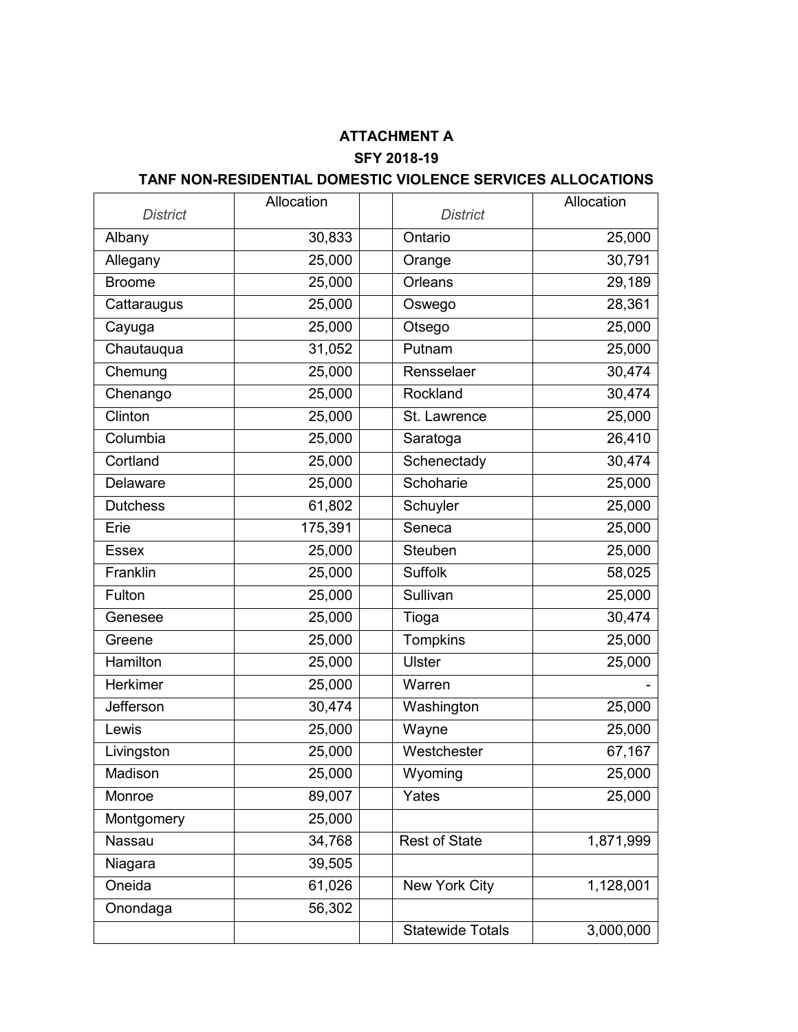**ATTACHMENT A**

**SFY 2018-19**

**TANF NON-RESIDENTIAL DOMESTIC VIOLENCE SERVICES ALLOCATIONS**

| *District* | Allocation | | *District* | Allocation |
|---|---|---|---|---|
| Albany | 30,833 | | Ontario | 25,000 |
| Allegany | 25,000 | | Orange | 30,791 |
| Broome | 25,000 | | Orleans | 29,189 |
| Cattaraugus | 25,000 | | Oswego | 28,361 |
| Cayuga | 25,000 | | Otsego | 25,000 |
| Chautauqua | 31,052 | | Putnam | 25,000 |
| Chemung | 25,000 | | Rensselaer | 30,474 |
| Chenango | 25,000 | | Rockland | 30,474 |
| Clinton | 25,000 | | St. Lawrence | 25,000 |
| Columbia | 25,000 | | Saratoga | 26,410 |
| Cortland | 25,000 | | Schenectady | 30,474 |
| Delaware | 25,000 | | Schoharie | 25,000 |
| Dutchess | 61,802 | | Schuyler | 25,000 |
| Erie | 175,391 | | Seneca | 25,000 |
| Essex | 25,000 | | Steuben | 25,000 |
| Franklin | 25,000 | | Suffolk | 58,025 |
| Fulton | 25,000 | | Sullivan | 25,000 |
| Genesee | 25,000 | | Tioga | 30,474 |
| Greene | 25,000 | | Tompkins | 25,000 |
| Hamilton | 25,000 | | Ulster | 25,000 |
| Herkimer | 25,000 | | Warren | - |
| Jefferson | 30,474 | | Washington | 25,000 |
| Lewis | 25,000 | | Wayne | 25,000 |
| Livingston | 25,000 | | Westchester | 67,167 |
| Madison | 25,000 | | Wyoming | 25,000 |
| Monroe | 89,007 | | Yates | 25,000 |
| Montgomery | 25,000 | | | |
| Nassau | 34,768 | | Rest of State | 1,871,999 |
| Niagara | 39,505 | | | |
| Oneida | 61,026 | | New York City | 1,128,001 |
| Onondaga | 56,302 | | | |
| | | | Statewide Totals | 3,000,000 |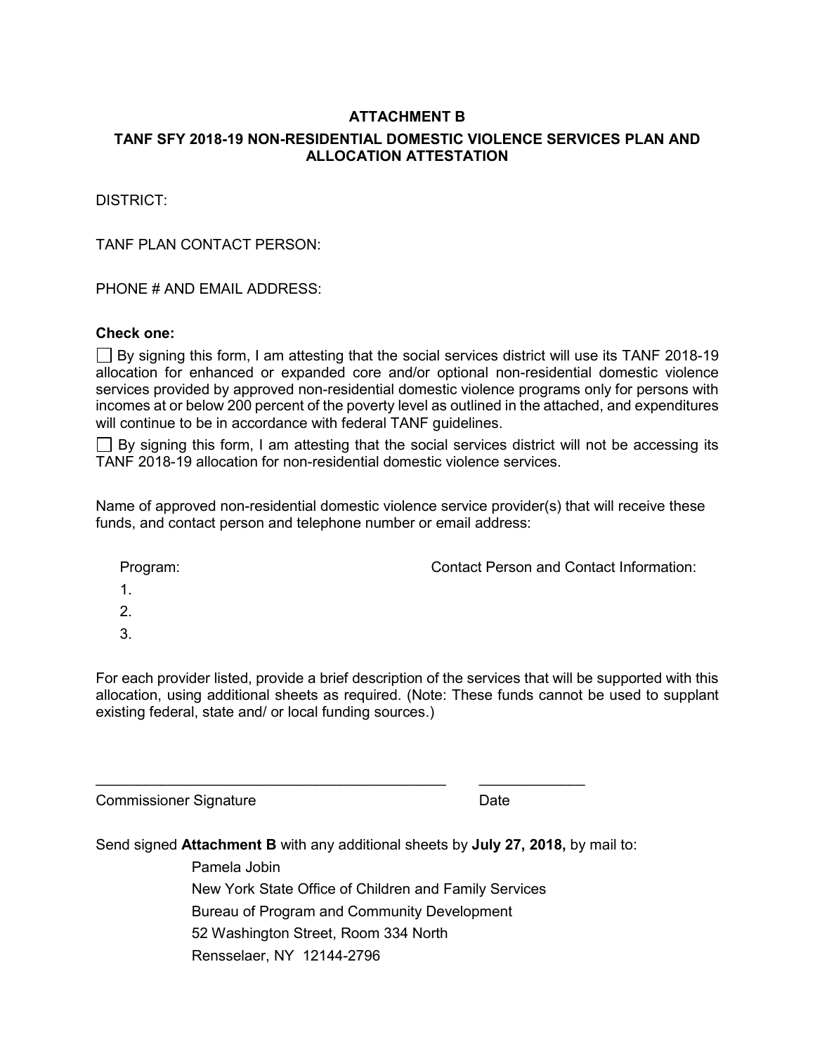## ATTACHMENT B

## TANF SFY 2018-19 NON-RESIDENTIAL DOMESTIC VIOLENCE SERVICES PLAN AND ALLOCATION ATTESTATION

DISTRICT:

TANF PLAN CONTACT PERSON:

PHONE # AND EMAIL ADDRESS:

**Check one:**

☐ By signing this form, I am attesting that the social services district will use its TANF 2018-19 allocation for enhanced or expanded core and/or optional non-residential domestic violence services provided by approved non-residential domestic violence programs only for persons with incomes at or below 200 percent of the poverty level as outlined in the attached, and expenditures will continue to be in accordance with federal TANF guidelines.

☐ By signing this form, I am attesting that the social services district will not be accessing its TANF 2018-19 allocation for non-residential domestic violence services.

Name of approved non-residential domestic violence service provider(s) that will receive these funds, and contact person and telephone number or email address:

| Program: | Contact Person and Contact Information: |
|---|---|
| 1. | |
| 2. | |
| 3. | |

For each provider listed, provide a brief description of the services that will be supported with this allocation, using additional sheets as required. (Note: These funds cannot be used to supplant existing federal, state and/ or local funding sources.)

\_\_\_\_\_\_\_\_\_\_\_\_\_\_\_\_\_\_\_\_\_\_\_\_\_\_\_\_\_\_\_\_\_\_\_\_\_\_\_\_\_\_ \_\_\_\_\_\_\_\_\_\_\_\_

Commissioner Signature Date

Send signed **Attachment B** with any additional sheets by **July 27, 2018,** by mail to:

Pamela Jobin
New York State Office of Children and Family Services
Bureau of Program and Community Development
52 Washington Street, Room 334 North
Rensselaer, NY 12144-2796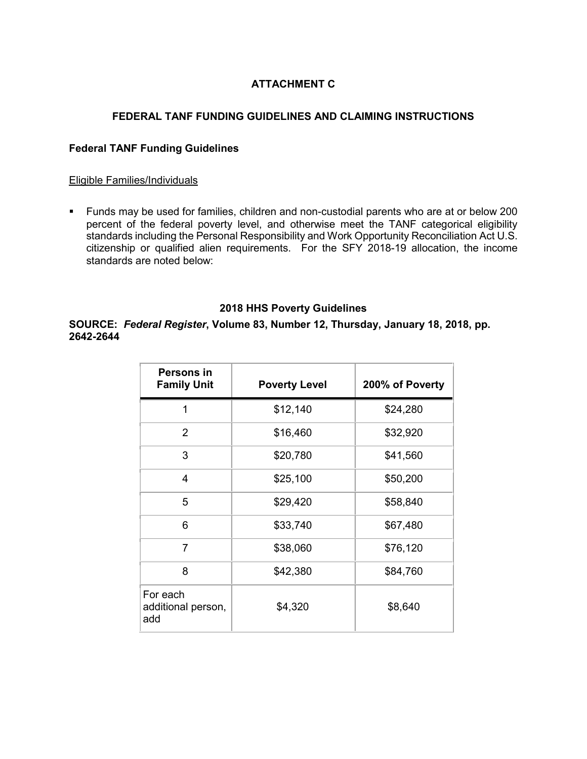# ATTACHMENT C

## FEDERAL TANF FUNDING GUIDELINES AND CLAIMING INSTRUCTIONS

### Federal TANF Funding Guidelines

Eligible Families/Individuals

- Funds may be used for families, children and non-custodial parents who are at or below 200 percent of the federal poverty level, and otherwise meet the TANF categorical eligibility standards including the Personal Responsibility and Work Opportunity Reconciliation Act U.S. citizenship or qualified alien requirements. For the SFY 2018-19 allocation, the income standards are noted below:

**2018 HHS Poverty Guidelines**

**SOURCE:** ***Federal Register*, Volume 83, Number 12, Thursday, January 18, 2018, pp. 2642-2644**

| Persons in Family Unit | Poverty Level | 200% of Poverty |
|---|---|---|
| 1 | $12,140 | $24,280 |
| 2 | $16,460 | $32,920 |
| 3 | $20,780 | $41,560 |
| 4 | $25,100 | $50,200 |
| 5 | $29,420 | $58,840 |
| 6 | $33,740 | $67,480 |
| 7 | $38,060 | $76,120 |
| 8 | $42,380 | $84,760 |
| For each additional person, add | $4,320 | $8,640 |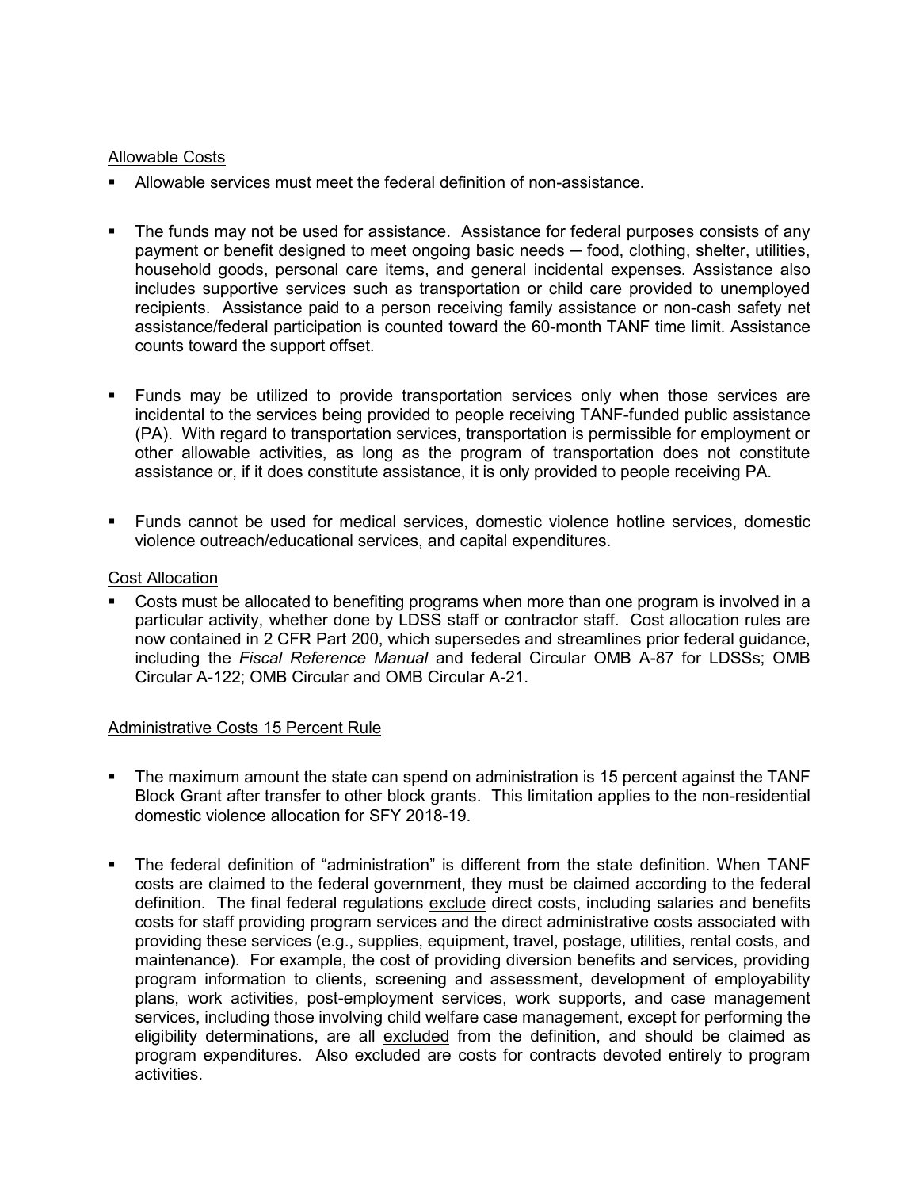<u>Allowable Costs</u>

- Allowable services must meet the federal definition of non-assistance.

- The funds may not be used for assistance. Assistance for federal purposes consists of any payment or benefit designed to meet ongoing basic needs ─ food, clothing, shelter, utilities, household goods, personal care items, and general incidental expenses. Assistance also includes supportive services such as transportation or child care provided to unemployed recipients. Assistance paid to a person receiving family assistance or non-cash safety net assistance/federal participation is counted toward the 60-month TANF time limit. Assistance counts toward the support offset.

- Funds may be utilized to provide transportation services only when those services are incidental to the services being provided to people receiving TANF-funded public assistance (PA). With regard to transportation services, transportation is permissible for employment or other allowable activities, as long as the program of transportation does not constitute assistance or, if it does constitute assistance, it is only provided to people receiving PA.

- Funds cannot be used for medical services, domestic violence hotline services, domestic violence outreach/educational services, and capital expenditures.

<u>Cost Allocation</u>

- Costs must be allocated to benefiting programs when more than one program is involved in a particular activity, whether done by LDSS staff or contractor staff. Cost allocation rules are now contained in 2 CFR Part 200, which supersedes and streamlines prior federal guidance, including the *Fiscal Reference Manual* and federal Circular OMB A-87 for LDSSs; OMB Circular A-122; OMB Circular and OMB Circular A-21.

<u>Administrative Costs 15 Percent Rule</u>

- The maximum amount the state can spend on administration is 15 percent against the TANF Block Grant after transfer to other block grants. This limitation applies to the non-residential domestic violence allocation for SFY 2018-19.

- The federal definition of "administration" is different from the state definition. When TANF costs are claimed to the federal government, they must be claimed according to the federal definition. The final federal regulations <u>exclude</u> direct costs, including salaries and benefits costs for staff providing program services and the direct administrative costs associated with providing these services (e.g., supplies, equipment, travel, postage, utilities, rental costs, and maintenance). For example, the cost of providing diversion benefits and services, providing program information to clients, screening and assessment, development of employability plans, work activities, post-employment services, work supports, and case management services, including those involving child welfare case management, except for performing the eligibility determinations, are all <u>excluded</u> from the definition, and should be claimed as program expenditures. Also excluded are costs for contracts devoted entirely to program activities.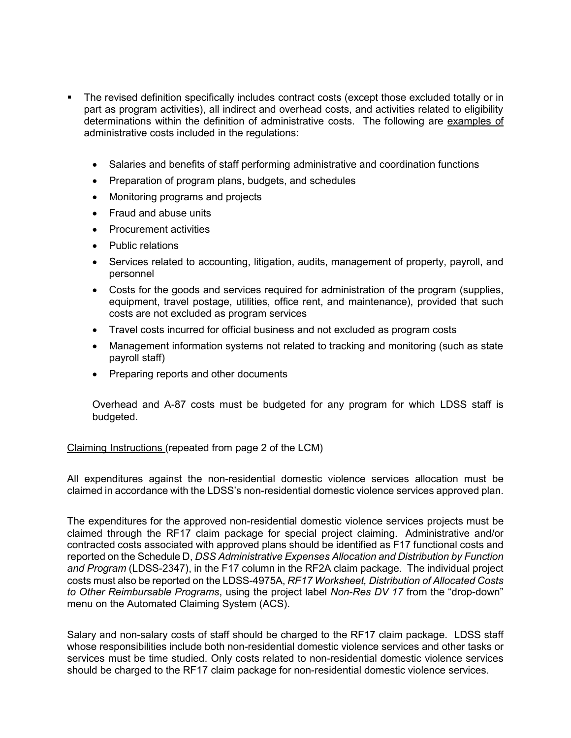- The revised definition specifically includes contract costs (except those excluded totally or in part as program activities), all indirect and overhead costs, and activities related to eligibility determinations within the definition of administrative costs. The following are <u>examples of administrative costs included</u> in the regulations:

  - Salaries and benefits of staff performing administrative and coordination functions
  - Preparation of program plans, budgets, and schedules
  - Monitoring programs and projects
  - Fraud and abuse units
  - Procurement activities
  - Public relations
  - Services related to accounting, litigation, audits, management of property, payroll, and personnel
  - Costs for the goods and services required for administration of the program (supplies, equipment, travel postage, utilities, office rent, and maintenance), provided that such costs are not excluded as program services
  - Travel costs incurred for official business and not excluded as program costs
  - Management information systems not related to tracking and monitoring (such as state payroll staff)
  - Preparing reports and other documents

  Overhead and A-87 costs must be budgeted for any program for which LDSS staff is budgeted.

<u>Claiming Instructions</u> (repeated from page 2 of the LCM)

All expenditures against the non-residential domestic violence services allocation must be claimed in accordance with the LDSS's non-residential domestic violence services approved plan.

The expenditures for the approved non-residential domestic violence services projects must be claimed through the RF17 claim package for special project claiming. Administrative and/or contracted costs associated with approved plans should be identified as F17 functional costs and reported on the Schedule D, *DSS Administrative Expenses Allocation and Distribution by Function and Program* (LDSS-2347), in the F17 column in the RF2A claim package. The individual project costs must also be reported on the LDSS-4975A, *RF17 Worksheet, Distribution of Allocated Costs to Other Reimbursable Programs*, using the project label *Non-Res DV 17* from the "drop-down" menu on the Automated Claiming System (ACS).

Salary and non-salary costs of staff should be charged to the RF17 claim package. LDSS staff whose responsibilities include both non-residential domestic violence services and other tasks or services must be time studied. Only costs related to non-residential domestic violence services should be charged to the RF17 claim package for non-residential domestic violence services.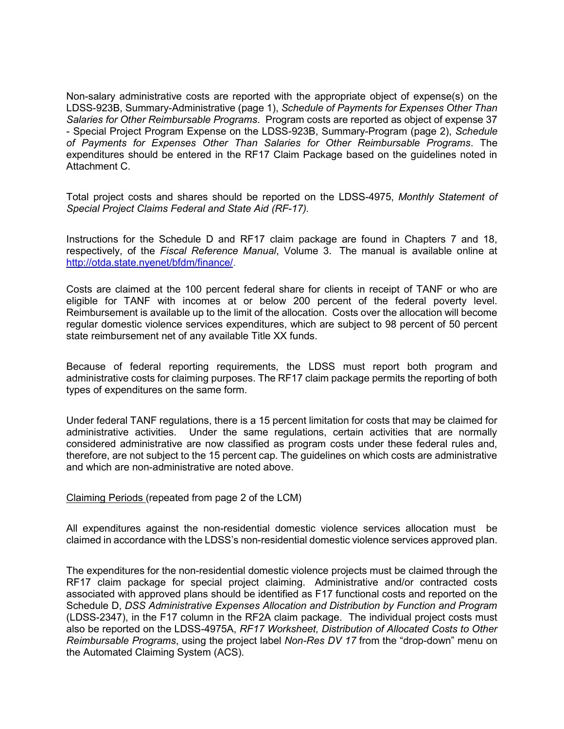Non-salary administrative costs are reported with the appropriate object of expense(s) on the LDSS-923B, Summary-Administrative (page 1), *Schedule of Payments for Expenses Other Than Salaries for Other Reimbursable Programs*. Program costs are reported as object of expense 37 - Special Project Program Expense on the LDSS-923B, Summary-Program (page 2), *Schedule of Payments for Expenses Other Than Salaries for Other Reimbursable Programs*. The expenditures should be entered in the RF17 Claim Package based on the guidelines noted in Attachment C.

Total project costs and shares should be reported on the LDSS-4975, *Monthly Statement of Special Project Claims Federal and State Aid (RF-17).*

Instructions for the Schedule D and RF17 claim package are found in Chapters 7 and 18, respectively, of the *Fiscal Reference Manual*, Volume 3. The manual is available online at http://otda.state.nyenet/bfdm/finance/.

Costs are claimed at the 100 percent federal share for clients in receipt of TANF or who are eligible for TANF with incomes at or below 200 percent of the federal poverty level. Reimbursement is available up to the limit of the allocation. Costs over the allocation will become regular domestic violence services expenditures, which are subject to 98 percent of 50 percent state reimbursement net of any available Title XX funds.

Because of federal reporting requirements, the LDSS must report both program and administrative costs for claiming purposes. The RF17 claim package permits the reporting of both types of expenditures on the same form.

Under federal TANF regulations, there is a 15 percent limitation for costs that may be claimed for administrative activities. Under the same regulations, certain activities that are normally considered administrative are now classified as program costs under these federal rules and, therefore, are not subject to the 15 percent cap. The guidelines on which costs are administrative and which are non-administrative are noted above.

<u>Claiming Periods</u> (repeated from page 2 of the LCM)

All expenditures against the non-residential domestic violence services allocation must be claimed in accordance with the LDSS's non-residential domestic violence services approved plan.

The expenditures for the non-residential domestic violence projects must be claimed through the RF17 claim package for special project claiming. Administrative and/or contracted costs associated with approved plans should be identified as F17 functional costs and reported on the Schedule D, *DSS Administrative Expenses Allocation and Distribution by Function and Program* (LDSS-2347), in the F17 column in the RF2A claim package. The individual project costs must also be reported on the LDSS-4975A, *RF17 Worksheet, Distribution of Allocated Costs to Other Reimbursable Programs*, using the project label *Non-Res DV 17* from the "drop-down" menu on the Automated Claiming System (ACS).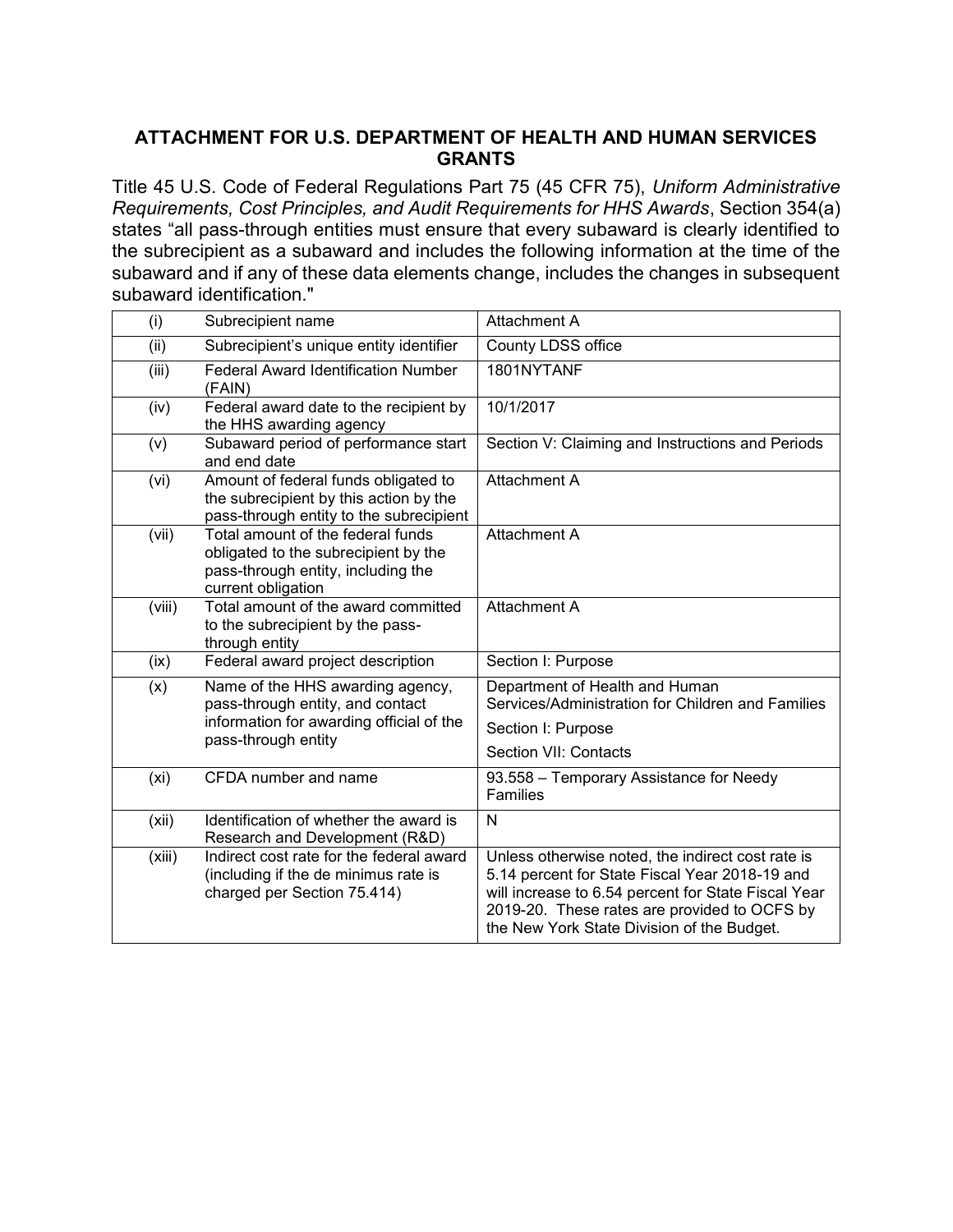## ATTACHMENT FOR U.S. DEPARTMENT OF HEALTH AND HUMAN SERVICES GRANTS

Title 45 U.S. Code of Federal Regulations Part 75 (45 CFR 75), *Uniform Administrative Requirements, Cost Principles, and Audit Requirements for HHS Awards*, Section 354(a) states "all pass-through entities must ensure that every subaward is clearly identified to the subrecipient as a subaward and includes the following information at the time of the subaward and if any of these data elements change, includes the changes in subsequent subaward identification."

| | | |
|---|---|---|
| (i) | Subrecipient name | Attachment A |
| (ii) | Subrecipient's unique entity identifier | County LDSS office |
| (iii) | Federal Award Identification Number (FAIN) | 1801NYTANF |
| (iv) | Federal award date to the recipient by the HHS awarding agency | 10/1/2017 |
| (v) | Subaward period of performance start and end date | Section V: Claiming and Instructions and Periods |
| (vi) | Amount of federal funds obligated to the subrecipient by this action by the pass-through entity to the subrecipient | Attachment A |
| (vii) | Total amount of the federal funds obligated to the subrecipient by the pass-through entity, including the current obligation | Attachment A |
| (viii) | Total amount of the award committed to the subrecipient by the pass-through entity | Attachment A |
| (ix) | Federal award project description | Section I: Purpose |
| (x) | Name of the HHS awarding agency, pass-through entity, and contact information for awarding official of the pass-through entity | Department of Health and Human Services/Administration for Children and Families<br>Section I: Purpose<br>Section VII: Contacts |
| (xi) | CFDA number and name | 93.558 – Temporary Assistance for Needy Families |
| (xii) | Identification of whether the award is Research and Development (R&D) | N |
| (xiii) | Indirect cost rate for the federal award (including if the de minimus rate is charged per Section 75.414) | Unless otherwise noted, the indirect cost rate is 5.14 percent for State Fiscal Year 2018-19 and will increase to 6.54 percent for State Fiscal Year 2019-20. These rates are provided to OCFS by the New York State Division of the Budget. |